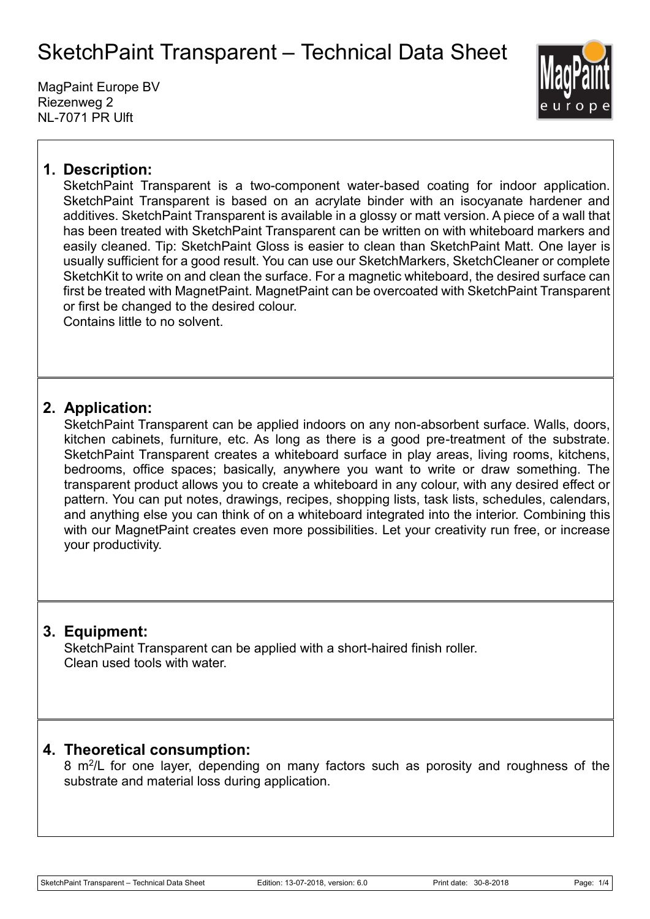# SketchPaint Transparent – Technical Data Sheet

MagPaint Europe BV
Riezenweg 2
NL-7071 PR Ulft

## 1. Description:

SketchPaint Transparent is a two-component water-based coating for indoor application. SketchPaint Transparent is based on an acrylate binder with an isocyanate hardener and additives. SketchPaint Transparent is available in a glossy or matt version. A piece of a wall that has been treated with SketchPaint Transparent can be written on with whiteboard markers and easily cleaned. Tip: SketchPaint Gloss is easier to clean than SketchPaint Matt. One layer is usually sufficient for a good result. You can use our SketchMarkers, SketchCleaner or complete SketchKit to write on and clean the surface. For a magnetic whiteboard, the desired surface can first be treated with MagnetPaint. MagnetPaint can be overcoated with SketchPaint Transparent or first be changed to the desired colour.
Contains little to no solvent.

## 2. Application:

SketchPaint Transparent can be applied indoors on any non-absorbent surface. Walls, doors, kitchen cabinets, furniture, etc. As long as there is a good pre-treatment of the substrate. SketchPaint Transparent creates a whiteboard surface in play areas, living rooms, kitchens, bedrooms, office spaces; basically, anywhere you want to write or draw something. The transparent product allows you to create a whiteboard in any colour, with any desired effect or pattern. You can put notes, drawings, recipes, shopping lists, task lists, schedules, calendars, and anything else you can think of on a whiteboard integrated into the interior. Combining this with our MagnetPaint creates even more possibilities. Let your creativity run free, or increase your productivity.

## 3. Equipment:

SketchPaint Transparent can be applied with a short-haired finish roller.
Clean used tools with water.

## 4. Theoretical consumption:

8 $m^2$/L for one layer, depending on many factors such as porosity and roughness of the substrate and material loss during application.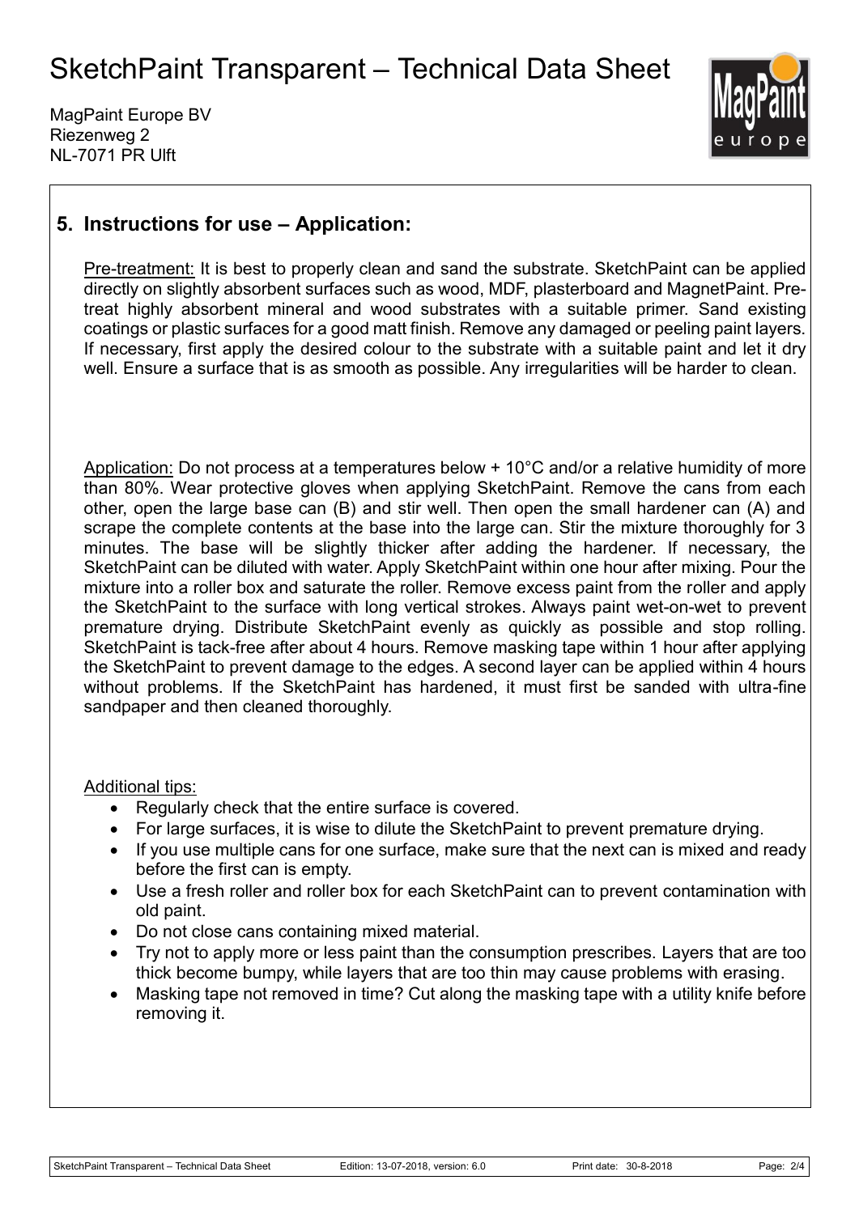## 5. Instructions for use – Application:

Pre-treatment: It is best to properly clean and sand the substrate. SketchPaint can be applied directly on slightly absorbent surfaces such as wood, MDF, plasterboard and MagnetPaint. Pre-treat highly absorbent mineral and wood substrates with a suitable primer. Sand existing coatings or plastic surfaces for a good matt finish. Remove any damaged or peeling paint layers. If necessary, first apply the desired colour to the substrate with a suitable paint and let it dry well. Ensure a surface that is as smooth as possible. Any irregularities will be harder to clean.

Application: Do not process at a temperatures below + 10°C and/or a relative humidity of more than 80%. Wear protective gloves when applying SketchPaint. Remove the cans from each other, open the large base can (B) and stir well. Then open the small hardener can (A) and scrape the complete contents at the base into the large can. Stir the mixture thoroughly for 3 minutes. The base will be slightly thicker after adding the hardener. If necessary, the SketchPaint can be diluted with water. Apply SketchPaint within one hour after mixing. Pour the mixture into a roller box and saturate the roller. Remove excess paint from the roller and apply the SketchPaint to the surface with long vertical strokes. Always paint wet-on-wet to prevent premature drying. Distribute SketchPaint evenly as quickly as possible and stop rolling. SketchPaint is tack-free after about 4 hours. Remove masking tape within 1 hour after applying the SketchPaint to prevent damage to the edges. A second layer can be applied within 4 hours without problems. If the SketchPaint has hardened, it must first be sanded with ultra-fine sandpaper and then cleaned thoroughly.

Additional tips:

- Regularly check that the entire surface is covered.
- For large surfaces, it is wise to dilute the SketchPaint to prevent premature drying.
- If you use multiple cans for one surface, make sure that the next can is mixed and ready before the first can is empty.
- Use a fresh roller and roller box for each SketchPaint can to prevent contamination with old paint.
- Do not close cans containing mixed material.
- Try not to apply more or less paint than the consumption prescribes. Layers that are too thick become bumpy, while layers that are too thin may cause problems with erasing.
- Masking tape not removed in time? Cut along the masking tape with a utility knife before removing it.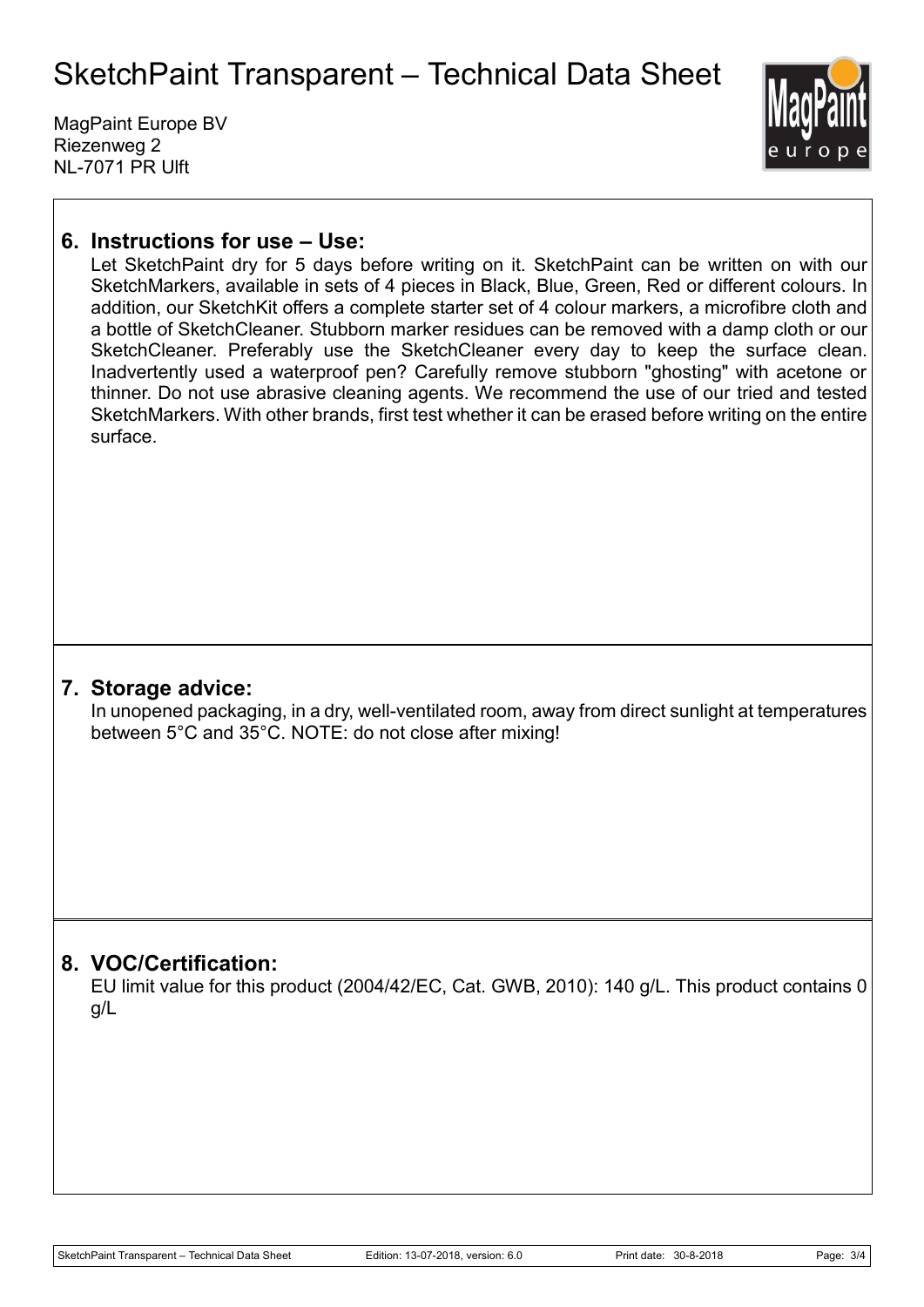## 6. Instructions for use – Use:

Let SketchPaint dry for 5 days before writing on it. SketchPaint can be written on with our SketchMarkers, available in sets of 4 pieces in Black, Blue, Green, Red or different colours. In addition, our SketchKit offers a complete starter set of 4 colour markers, a microfibre cloth and a bottle of SketchCleaner. Stubborn marker residues can be removed with a damp cloth or our SketchCleaner. Preferably use the SketchCleaner every day to keep the surface clean. Inadvertently used a waterproof pen? Carefully remove stubborn "ghosting" with acetone or thinner. Do not use abrasive cleaning agents. We recommend the use of our tried and tested SketchMarkers. With other brands, first test whether it can be erased before writing on the entire surface.

## 7. Storage advice:

In unopened packaging, in a dry, well-ventilated room, away from direct sunlight at temperatures between 5°C and 35°C. NOTE: do not close after mixing!

## 8. VOC/Certification:

EU limit value for this product (2004/42/EC, Cat. GWB, 2010): 140 g/L. This product contains 0 g/L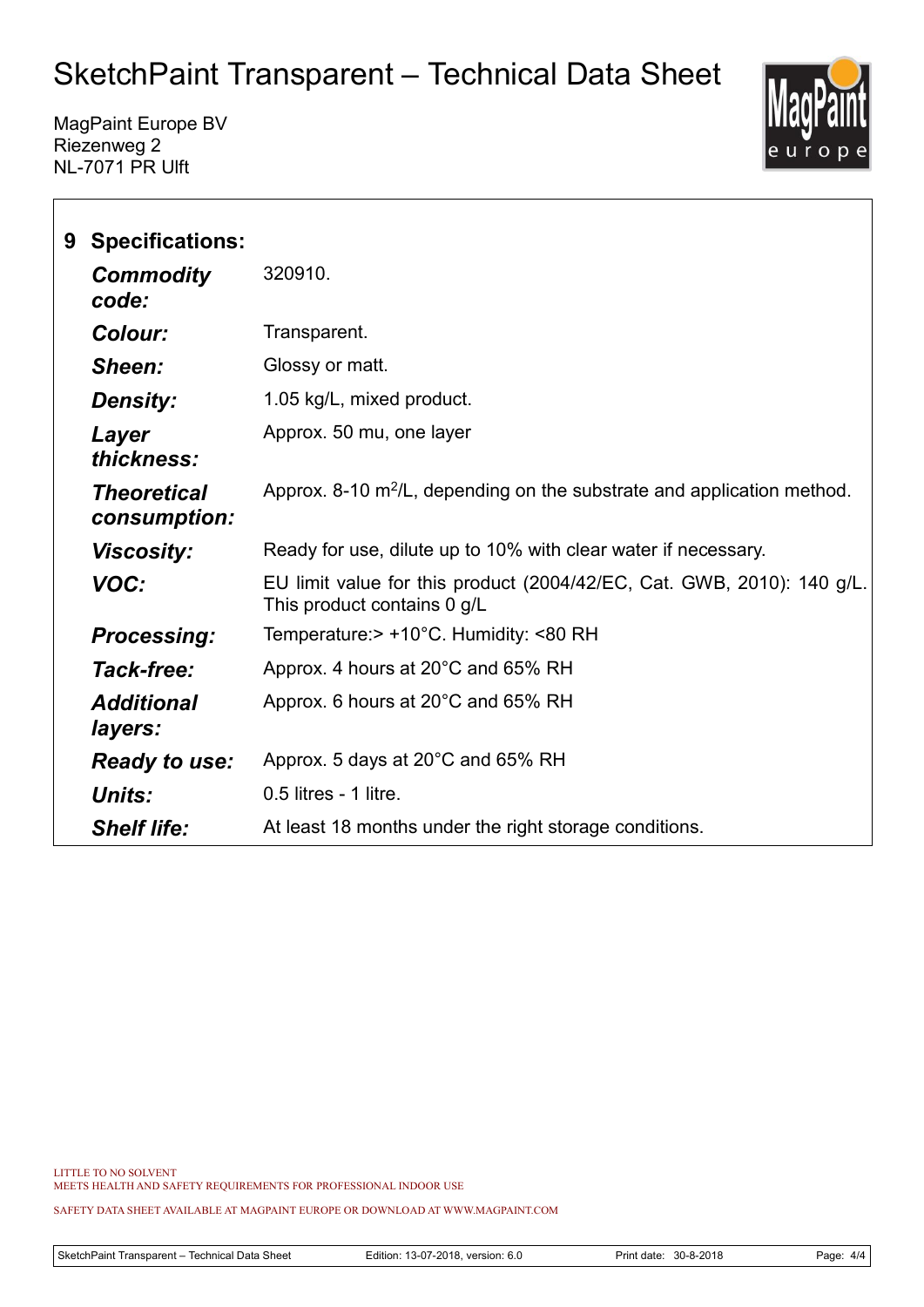# SketchPaint Transparent – Technical Data Sheet

MagPaint Europe BV
Riezenweg 2
NL-7071 PR Ulft

## 9 Specifications:

| | |
|---|---|
| ***Commodity code:*** | 320910. |
| ***Colour:*** | Transparent. |
| ***Sheen:*** | Glossy or matt. |
| ***Density:*** | 1.05 kg/L, mixed product. |
| ***Layer thickness:*** | Approx. 50 mu, one layer |
| ***Theoretical consumption:*** | Approx. 8-10 $m^2$/L, depending on the substrate and application method. |
| ***Viscosity:*** | Ready for use, dilute up to 10% with clear water if necessary. |
| ***VOC:*** | EU limit value for this product (2004/42/EC, Cat. GWB, 2010): 140 g/L. This product contains 0 g/L |
| ***Processing:*** | Temperature:> +10°C. Humidity: <80 RH |
| ***Tack-free:*** | Approx. 4 hours at 20°C and 65% RH |
| ***Additional layers:*** | Approx. 6 hours at 20°C and 65% RH |
| ***Ready to use:*** | Approx. 5 days at 20°C and 65% RH |
| ***Units:*** | 0.5 litres - 1 litre. |
| ***Shelf life:*** | At least 18 months under the right storage conditions. |

LITTLE TO NO SOLVENT
MEETS HEALTH AND SAFETY REQUIREMENTS FOR PROFESSIONAL INDOOR USE

SAFETY DATA SHEET AVAILABLE AT MAGPAINT EUROPE OR DOWNLOAD AT WWW.MAGPAINT.COM